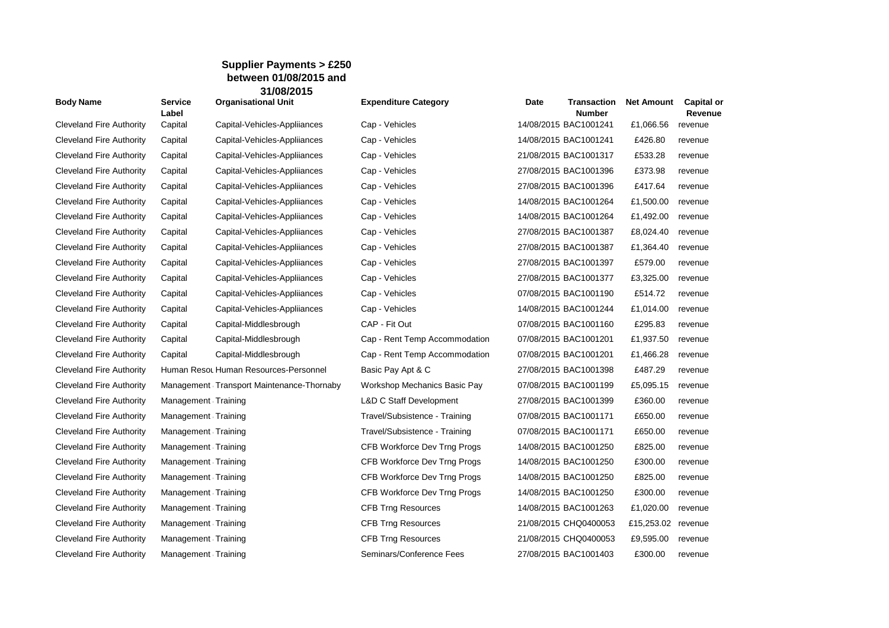# Supplier Payments > £250 between 01/08/2015 and 31/08/2015

| Body Name | Service Label | Organisational Unit | Expenditure Category | Date | Transaction Number | Net Amount | Capital or Revenue |
|---|---|---|---|---|---|---|---|
| Cleveland Fire Authority | Capital | Capital-Vehicles-Appliiances | Cap - Vehicles | 14/08/2015 | BAC1001241 | £1,066.56 | revenue |
| Cleveland Fire Authority | Capital | Capital-Vehicles-Appliiances | Cap - Vehicles | 14/08/2015 | BAC1001241 | £426.80 | revenue |
| Cleveland Fire Authority | Capital | Capital-Vehicles-Appliiances | Cap - Vehicles | 21/08/2015 | BAC1001317 | £533.28 | revenue |
| Cleveland Fire Authority | Capital | Capital-Vehicles-Appliiances | Cap - Vehicles | 27/08/2015 | BAC1001396 | £373.98 | revenue |
| Cleveland Fire Authority | Capital | Capital-Vehicles-Appliiances | Cap - Vehicles | 27/08/2015 | BAC1001396 | £417.64 | revenue |
| Cleveland Fire Authority | Capital | Capital-Vehicles-Appliiances | Cap - Vehicles | 14/08/2015 | BAC1001264 | £1,500.00 | revenue |
| Cleveland Fire Authority | Capital | Capital-Vehicles-Appliiances | Cap - Vehicles | 14/08/2015 | BAC1001264 | £1,492.00 | revenue |
| Cleveland Fire Authority | Capital | Capital-Vehicles-Appliiances | Cap - Vehicles | 27/08/2015 | BAC1001387 | £8,024.40 | revenue |
| Cleveland Fire Authority | Capital | Capital-Vehicles-Appliiances | Cap - Vehicles | 27/08/2015 | BAC1001387 | £1,364.40 | revenue |
| Cleveland Fire Authority | Capital | Capital-Vehicles-Appliiances | Cap - Vehicles | 27/08/2015 | BAC1001397 | £579.00 | revenue |
| Cleveland Fire Authority | Capital | Capital-Vehicles-Appliiances | Cap - Vehicles | 27/08/2015 | BAC1001377 | £3,325.00 | revenue |
| Cleveland Fire Authority | Capital | Capital-Vehicles-Appliiances | Cap - Vehicles | 07/08/2015 | BAC1001190 | £514.72 | revenue |
| Cleveland Fire Authority | Capital | Capital-Vehicles-Appliiances | Cap - Vehicles | 14/08/2015 | BAC1001244 | £1,014.00 | revenue |
| Cleveland Fire Authority | Capital | Capital-Middlesbrough | CAP - Fit Out | 07/08/2015 | BAC1001160 | £295.83 | revenue |
| Cleveland Fire Authority | Capital | Capital-Middlesbrough | Cap - Rent Temp Accommodation | 07/08/2015 | BAC1001201 | £1,937.50 | revenue |
| Cleveland Fire Authority | Capital | Capital-Middlesbrough | Cap - Rent Temp Accommodation | 07/08/2015 | BAC1001201 | £1,466.28 | revenue |
| Cleveland Fire Authority | Human Resou | Human Resources-Personnel | Basic Pay Apt & C | 27/08/2015 | BAC1001398 | £487.29 | revenue |
| Cleveland Fire Authority | Management | Transport Maintenance-Thornaby | Workshop Mechanics Basic Pay | 07/08/2015 | BAC1001199 | £5,095.15 | revenue |
| Cleveland Fire Authority | Management | Training | L&D C Staff Development | 27/08/2015 | BAC1001399 | £360.00 | revenue |
| Cleveland Fire Authority | Management | Training | Travel/Subsistence - Training | 07/08/2015 | BAC1001171 | £650.00 | revenue |
| Cleveland Fire Authority | Management | Training | Travel/Subsistence - Training | 07/08/2015 | BAC1001171 | £650.00 | revenue |
| Cleveland Fire Authority | Management | Training | CFB Workforce Dev Trng Progs | 14/08/2015 | BAC1001250 | £825.00 | revenue |
| Cleveland Fire Authority | Management | Training | CFB Workforce Dev Trng Progs | 14/08/2015 | BAC1001250 | £300.00 | revenue |
| Cleveland Fire Authority | Management | Training | CFB Workforce Dev Trng Progs | 14/08/2015 | BAC1001250 | £825.00 | revenue |
| Cleveland Fire Authority | Management | Training | CFB Workforce Dev Trng Progs | 14/08/2015 | BAC1001250 | £300.00 | revenue |
| Cleveland Fire Authority | Management | Training | CFB Trng Resources | 14/08/2015 | BAC1001263 | £1,020.00 | revenue |
| Cleveland Fire Authority | Management | Training | CFB Trng Resources | 21/08/2015 | CHQ0400053 | £15,253.02 | revenue |
| Cleveland Fire Authority | Management | Training | CFB Trng Resources | 21/08/2015 | CHQ0400053 | £9,595.00 | revenue |
| Cleveland Fire Authority | Management | Training | Seminars/Conference Fees | 27/08/2015 | BAC1001403 | £300.00 | revenue |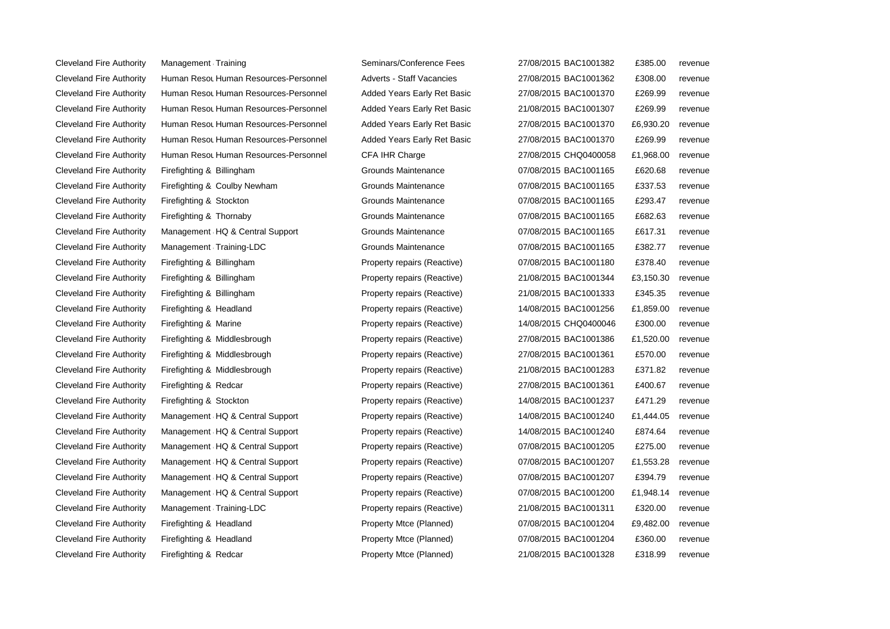| | | | | | | | |
|---|---|---|---|---|---|---|---|
| Cleveland Fire Authority | Management | Training | Seminars/Conference Fees | 27/08/2015 | BAC1001382 | £385.00 | revenue |
| Cleveland Fire Authority | Human Resou | Human Resources-Personnel | Adverts - Staff Vacancies | 27/08/2015 | BAC1001362 | £308.00 | revenue |
| Cleveland Fire Authority | Human Resou | Human Resources-Personnel | Added Years Early Ret Basic | 27/08/2015 | BAC1001370 | £269.99 | revenue |
| Cleveland Fire Authority | Human Resou | Human Resources-Personnel | Added Years Early Ret Basic | 21/08/2015 | BAC1001307 | £269.99 | revenue |
| Cleveland Fire Authority | Human Resou | Human Resources-Personnel | Added Years Early Ret Basic | 27/08/2015 | BAC1001370 | £6,930.20 | revenue |
| Cleveland Fire Authority | Human Resou | Human Resources-Personnel | Added Years Early Ret Basic | 27/08/2015 | BAC1001370 | £269.99 | revenue |
| Cleveland Fire Authority | Human Resou | Human Resources-Personnel | CFA IHR Charge | 27/08/2015 | CHQ0400058 | £1,968.00 | revenue |
| Cleveland Fire Authority | Firefighting & | Billingham | Grounds Maintenance | 07/08/2015 | BAC1001165 | £620.68 | revenue |
| Cleveland Fire Authority | Firefighting & | Coulby Newham | Grounds Maintenance | 07/08/2015 | BAC1001165 | £337.53 | revenue |
| Cleveland Fire Authority | Firefighting & | Stockton | Grounds Maintenance | 07/08/2015 | BAC1001165 | £293.47 | revenue |
| Cleveland Fire Authority | Firefighting & | Thornaby | Grounds Maintenance | 07/08/2015 | BAC1001165 | £682.63 | revenue |
| Cleveland Fire Authority | Management | HQ & Central Support | Grounds Maintenance | 07/08/2015 | BAC1001165 | £617.31 | revenue |
| Cleveland Fire Authority | Management | Training-LDC | Grounds Maintenance | 07/08/2015 | BAC1001165 | £382.77 | revenue |
| Cleveland Fire Authority | Firefighting & | Billingham | Property repairs (Reactive) | 07/08/2015 | BAC1001180 | £378.40 | revenue |
| Cleveland Fire Authority | Firefighting & | Billingham | Property repairs (Reactive) | 21/08/2015 | BAC1001344 | £3,150.30 | revenue |
| Cleveland Fire Authority | Firefighting & | Billingham | Property repairs (Reactive) | 21/08/2015 | BAC1001333 | £345.35 | revenue |
| Cleveland Fire Authority | Firefighting & | Headland | Property repairs (Reactive) | 14/08/2015 | BAC1001256 | £1,859.00 | revenue |
| Cleveland Fire Authority | Firefighting & | Marine | Property repairs (Reactive) | 14/08/2015 | CHQ0400046 | £300.00 | revenue |
| Cleveland Fire Authority | Firefighting & | Middlesbrough | Property repairs (Reactive) | 27/08/2015 | BAC1001386 | £1,520.00 | revenue |
| Cleveland Fire Authority | Firefighting & | Middlesbrough | Property repairs (Reactive) | 27/08/2015 | BAC1001361 | £570.00 | revenue |
| Cleveland Fire Authority | Firefighting & | Middlesbrough | Property repairs (Reactive) | 21/08/2015 | BAC1001283 | £371.82 | revenue |
| Cleveland Fire Authority | Firefighting & | Redcar | Property repairs (Reactive) | 27/08/2015 | BAC1001361 | £400.67 | revenue |
| Cleveland Fire Authority | Firefighting & | Stockton | Property repairs (Reactive) | 14/08/2015 | BAC1001237 | £471.29 | revenue |
| Cleveland Fire Authority | Management | HQ & Central Support | Property repairs (Reactive) | 14/08/2015 | BAC1001240 | £1,444.05 | revenue |
| Cleveland Fire Authority | Management | HQ & Central Support | Property repairs (Reactive) | 14/08/2015 | BAC1001240 | £874.64 | revenue |
| Cleveland Fire Authority | Management | HQ & Central Support | Property repairs (Reactive) | 07/08/2015 | BAC1001205 | £275.00 | revenue |
| Cleveland Fire Authority | Management | HQ & Central Support | Property repairs (Reactive) | 07/08/2015 | BAC1001207 | £1,553.28 | revenue |
| Cleveland Fire Authority | Management | HQ & Central Support | Property repairs (Reactive) | 07/08/2015 | BAC1001207 | £394.79 | revenue |
| Cleveland Fire Authority | Management | HQ & Central Support | Property repairs (Reactive) | 07/08/2015 | BAC1001200 | £1,948.14 | revenue |
| Cleveland Fire Authority | Management | Training-LDC | Property repairs (Reactive) | 21/08/2015 | BAC1001311 | £320.00 | revenue |
| Cleveland Fire Authority | Firefighting & | Headland | Property Mtce (Planned) | 07/08/2015 | BAC1001204 | £9,482.00 | revenue |
| Cleveland Fire Authority | Firefighting & | Headland | Property Mtce (Planned) | 07/08/2015 | BAC1001204 | £360.00 | revenue |
| Cleveland Fire Authority | Firefighting & | Redcar | Property Mtce (Planned) | 21/08/2015 | BAC1001328 | £318.99 | revenue |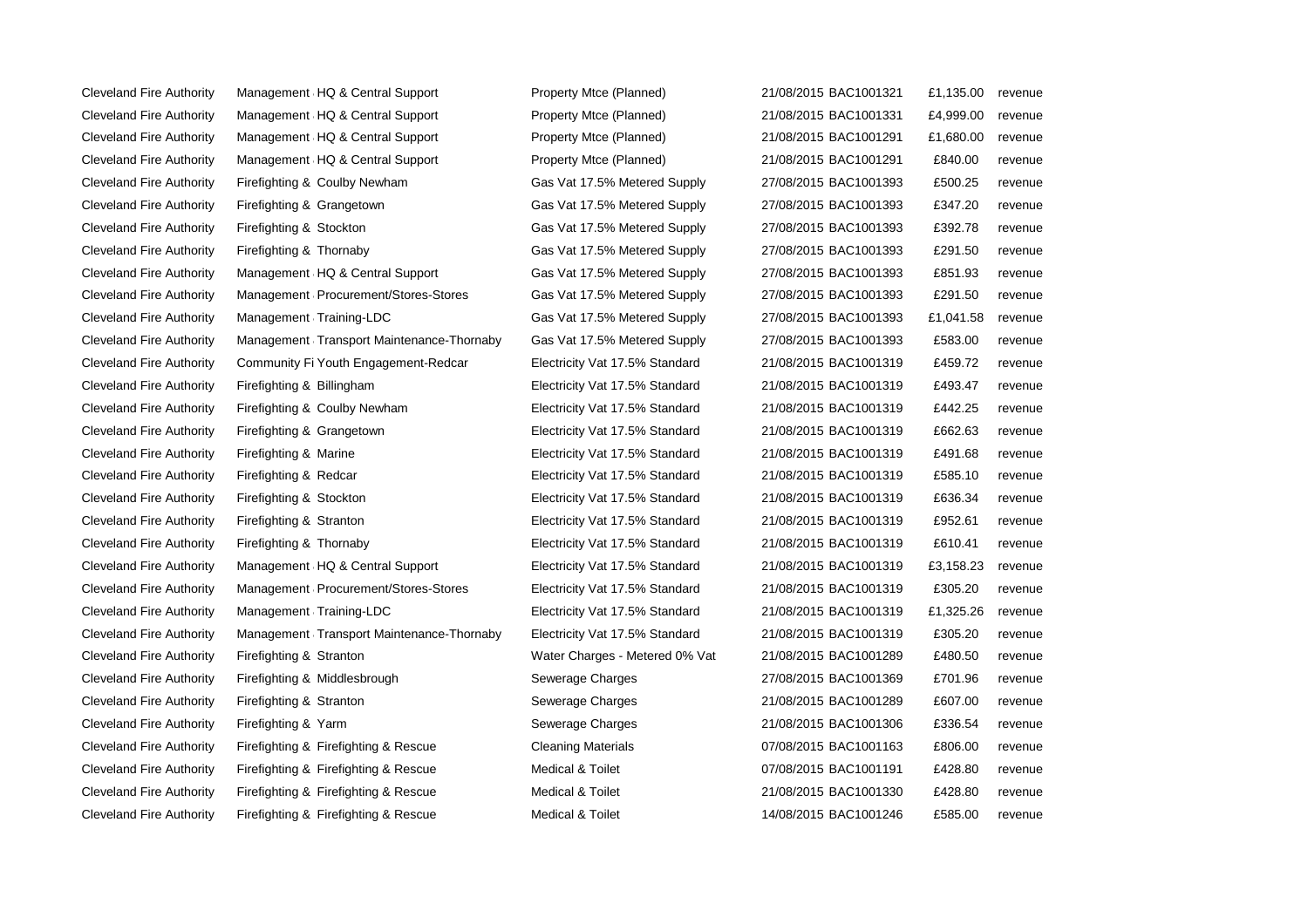| | | | | | | |
|---|---|---|---|---|---|---|
| Cleveland Fire Authority | Management HQ & Central Support | Property Mtce (Planned) | 21/08/2015 | BAC1001321 | £1,135.00 | revenue |
| Cleveland Fire Authority | Management HQ & Central Support | Property Mtce (Planned) | 21/08/2015 | BAC1001331 | £4,999.00 | revenue |
| Cleveland Fire Authority | Management HQ & Central Support | Property Mtce (Planned) | 21/08/2015 | BAC1001291 | £1,680.00 | revenue |
| Cleveland Fire Authority | Management HQ & Central Support | Property Mtce (Planned) | 21/08/2015 | BAC1001291 | £840.00 | revenue |
| Cleveland Fire Authority | Firefighting & Coulby Newham | Gas Vat 17.5% Metered Supply | 27/08/2015 | BAC1001393 | £500.25 | revenue |
| Cleveland Fire Authority | Firefighting & Grangetown | Gas Vat 17.5% Metered Supply | 27/08/2015 | BAC1001393 | £347.20 | revenue |
| Cleveland Fire Authority | Firefighting & Stockton | Gas Vat 17.5% Metered Supply | 27/08/2015 | BAC1001393 | £392.78 | revenue |
| Cleveland Fire Authority | Firefighting & Thornaby | Gas Vat 17.5% Metered Supply | 27/08/2015 | BAC1001393 | £291.50 | revenue |
| Cleveland Fire Authority | Management HQ & Central Support | Gas Vat 17.5% Metered Supply | 27/08/2015 | BAC1001393 | £851.93 | revenue |
| Cleveland Fire Authority | Management Procurement/Stores-Stores | Gas Vat 17.5% Metered Supply | 27/08/2015 | BAC1001393 | £291.50 | revenue |
| Cleveland Fire Authority | Management Training-LDC | Gas Vat 17.5% Metered Supply | 27/08/2015 | BAC1001393 | £1,041.58 | revenue |
| Cleveland Fire Authority | Management Transport Maintenance-Thornaby | Gas Vat 17.5% Metered Supply | 27/08/2015 | BAC1001393 | £583.00 | revenue |
| Cleveland Fire Authority | Community Fi Youth Engagement-Redcar | Electricity Vat 17.5% Standard | 21/08/2015 | BAC1001319 | £459.72 | revenue |
| Cleveland Fire Authority | Firefighting & Billingham | Electricity Vat 17.5% Standard | 21/08/2015 | BAC1001319 | £493.47 | revenue |
| Cleveland Fire Authority | Firefighting & Coulby Newham | Electricity Vat 17.5% Standard | 21/08/2015 | BAC1001319 | £442.25 | revenue |
| Cleveland Fire Authority | Firefighting & Grangetown | Electricity Vat 17.5% Standard | 21/08/2015 | BAC1001319 | £662.63 | revenue |
| Cleveland Fire Authority | Firefighting & Marine | Electricity Vat 17.5% Standard | 21/08/2015 | BAC1001319 | £491.68 | revenue |
| Cleveland Fire Authority | Firefighting & Redcar | Electricity Vat 17.5% Standard | 21/08/2015 | BAC1001319 | £585.10 | revenue |
| Cleveland Fire Authority | Firefighting & Stockton | Electricity Vat 17.5% Standard | 21/08/2015 | BAC1001319 | £636.34 | revenue |
| Cleveland Fire Authority | Firefighting & Stranton | Electricity Vat 17.5% Standard | 21/08/2015 | BAC1001319 | £952.61 | revenue |
| Cleveland Fire Authority | Firefighting & Thornaby | Electricity Vat 17.5% Standard | 21/08/2015 | BAC1001319 | £610.41 | revenue |
| Cleveland Fire Authority | Management HQ & Central Support | Electricity Vat 17.5% Standard | 21/08/2015 | BAC1001319 | £3,158.23 | revenue |
| Cleveland Fire Authority | Management Procurement/Stores-Stores | Electricity Vat 17.5% Standard | 21/08/2015 | BAC1001319 | £305.20 | revenue |
| Cleveland Fire Authority | Management Training-LDC | Electricity Vat 17.5% Standard | 21/08/2015 | BAC1001319 | £1,325.26 | revenue |
| Cleveland Fire Authority | Management Transport Maintenance-Thornaby | Electricity Vat 17.5% Standard | 21/08/2015 | BAC1001319 | £305.20 | revenue |
| Cleveland Fire Authority | Firefighting & Stranton | Water Charges - Metered 0% Vat | 21/08/2015 | BAC1001289 | £480.50 | revenue |
| Cleveland Fire Authority | Firefighting & Middlesbrough | Sewerage Charges | 27/08/2015 | BAC1001369 | £701.96 | revenue |
| Cleveland Fire Authority | Firefighting & Stranton | Sewerage Charges | 21/08/2015 | BAC1001289 | £607.00 | revenue |
| Cleveland Fire Authority | Firefighting & Yarm | Sewerage Charges | 21/08/2015 | BAC1001306 | £336.54 | revenue |
| Cleveland Fire Authority | Firefighting & Firefighting & Rescue | Cleaning Materials | 07/08/2015 | BAC1001163 | £806.00 | revenue |
| Cleveland Fire Authority | Firefighting & Firefighting & Rescue | Medical & Toilet | 07/08/2015 | BAC1001191 | £428.80 | revenue |
| Cleveland Fire Authority | Firefighting & Firefighting & Rescue | Medical & Toilet | 21/08/2015 | BAC1001330 | £428.80 | revenue |
| Cleveland Fire Authority | Firefighting & Firefighting & Rescue | Medical & Toilet | 14/08/2015 | BAC1001246 | £585.00 | revenue |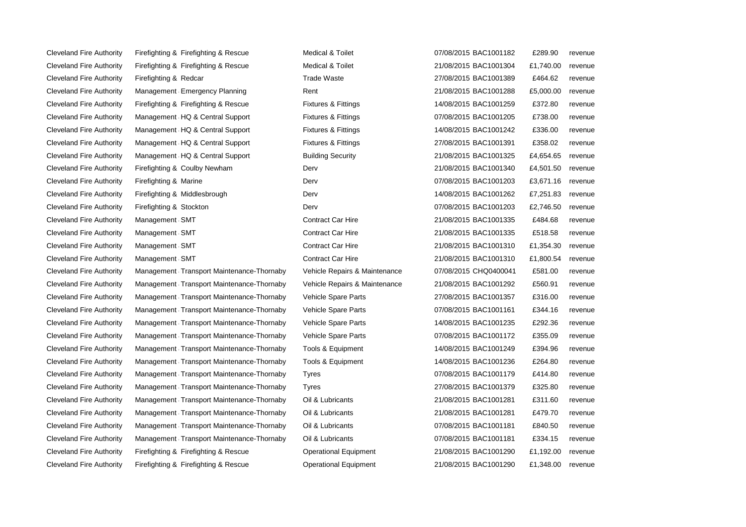| | | | | | | | |
|---|---|---|---|---|---|---|---|
| Cleveland Fire Authority | Firefighting & | Firefighting & Rescue | Medical & Toilet | 07/08/2015 | BAC1001182 | £289.90 | revenue |
| Cleveland Fire Authority | Firefighting & | Firefighting & Rescue | Medical & Toilet | 21/08/2015 | BAC1001304 | £1,740.00 | revenue |
| Cleveland Fire Authority | Firefighting & | Redcar | Trade Waste | 27/08/2015 | BAC1001389 | £464.62 | revenue |
| Cleveland Fire Authority | Management | Emergency Planning | Rent | 21/08/2015 | BAC1001288 | £5,000.00 | revenue |
| Cleveland Fire Authority | Firefighting & | Firefighting & Rescue | Fixtures & Fittings | 14/08/2015 | BAC1001259 | £372.80 | revenue |
| Cleveland Fire Authority | Management | HQ & Central Support | Fixtures & Fittings | 07/08/2015 | BAC1001205 | £738.00 | revenue |
| Cleveland Fire Authority | Management | HQ & Central Support | Fixtures & Fittings | 14/08/2015 | BAC1001242 | £336.00 | revenue |
| Cleveland Fire Authority | Management | HQ & Central Support | Fixtures & Fittings | 27/08/2015 | BAC1001391 | £358.02 | revenue |
| Cleveland Fire Authority | Management | HQ & Central Support | Building Security | 21/08/2015 | BAC1001325 | £4,654.65 | revenue |
| Cleveland Fire Authority | Firefighting & | Coulby Newham | Derv | 21/08/2015 | BAC1001340 | £4,501.50 | revenue |
| Cleveland Fire Authority | Firefighting & | Marine | Derv | 07/08/2015 | BAC1001203 | £3,671.16 | revenue |
| Cleveland Fire Authority | Firefighting & | Middlesbrough | Derv | 14/08/2015 | BAC1001262 | £7,251.83 | revenue |
| Cleveland Fire Authority | Firefighting & | Stockton | Derv | 07/08/2015 | BAC1001203 | £2,746.50 | revenue |
| Cleveland Fire Authority | Management | SMT | Contract Car Hire | 21/08/2015 | BAC1001335 | £484.68 | revenue |
| Cleveland Fire Authority | Management | SMT | Contract Car Hire | 21/08/2015 | BAC1001335 | £518.58 | revenue |
| Cleveland Fire Authority | Management | SMT | Contract Car Hire | 21/08/2015 | BAC1001310 | £1,354.30 | revenue |
| Cleveland Fire Authority | Management | SMT | Contract Car Hire | 21/08/2015 | BAC1001310 | £1,800.54 | revenue |
| Cleveland Fire Authority | Management | Transport Maintenance-Thornaby | Vehicle Repairs & Maintenance | 07/08/2015 | CHQ0400041 | £581.00 | revenue |
| Cleveland Fire Authority | Management | Transport Maintenance-Thornaby | Vehicle Repairs & Maintenance | 21/08/2015 | BAC1001292 | £560.91 | revenue |
| Cleveland Fire Authority | Management | Transport Maintenance-Thornaby | Vehicle Spare Parts | 27/08/2015 | BAC1001357 | £316.00 | revenue |
| Cleveland Fire Authority | Management | Transport Maintenance-Thornaby | Vehicle Spare Parts | 07/08/2015 | BAC1001161 | £344.16 | revenue |
| Cleveland Fire Authority | Management | Transport Maintenance-Thornaby | Vehicle Spare Parts | 14/08/2015 | BAC1001235 | £292.36 | revenue |
| Cleveland Fire Authority | Management | Transport Maintenance-Thornaby | Vehicle Spare Parts | 07/08/2015 | BAC1001172 | £355.09 | revenue |
| Cleveland Fire Authority | Management | Transport Maintenance-Thornaby | Tools & Equipment | 14/08/2015 | BAC1001249 | £394.96 | revenue |
| Cleveland Fire Authority | Management | Transport Maintenance-Thornaby | Tools & Equipment | 14/08/2015 | BAC1001236 | £264.80 | revenue |
| Cleveland Fire Authority | Management | Transport Maintenance-Thornaby | Tyres | 07/08/2015 | BAC1001179 | £414.80 | revenue |
| Cleveland Fire Authority | Management | Transport Maintenance-Thornaby | Tyres | 27/08/2015 | BAC1001379 | £325.80 | revenue |
| Cleveland Fire Authority | Management | Transport Maintenance-Thornaby | Oil & Lubricants | 21/08/2015 | BAC1001281 | £311.60 | revenue |
| Cleveland Fire Authority | Management | Transport Maintenance-Thornaby | Oil & Lubricants | 21/08/2015 | BAC1001281 | £479.70 | revenue |
| Cleveland Fire Authority | Management | Transport Maintenance-Thornaby | Oil & Lubricants | 07/08/2015 | BAC1001181 | £840.50 | revenue |
| Cleveland Fire Authority | Management | Transport Maintenance-Thornaby | Oil & Lubricants | 07/08/2015 | BAC1001181 | £334.15 | revenue |
| Cleveland Fire Authority | Firefighting & | Firefighting & Rescue | Operational Equipment | 21/08/2015 | BAC1001290 | £1,192.00 | revenue |
| Cleveland Fire Authority | Firefighting & | Firefighting & Rescue | Operational Equipment | 21/08/2015 | BAC1001290 | £1,348.00 | revenue |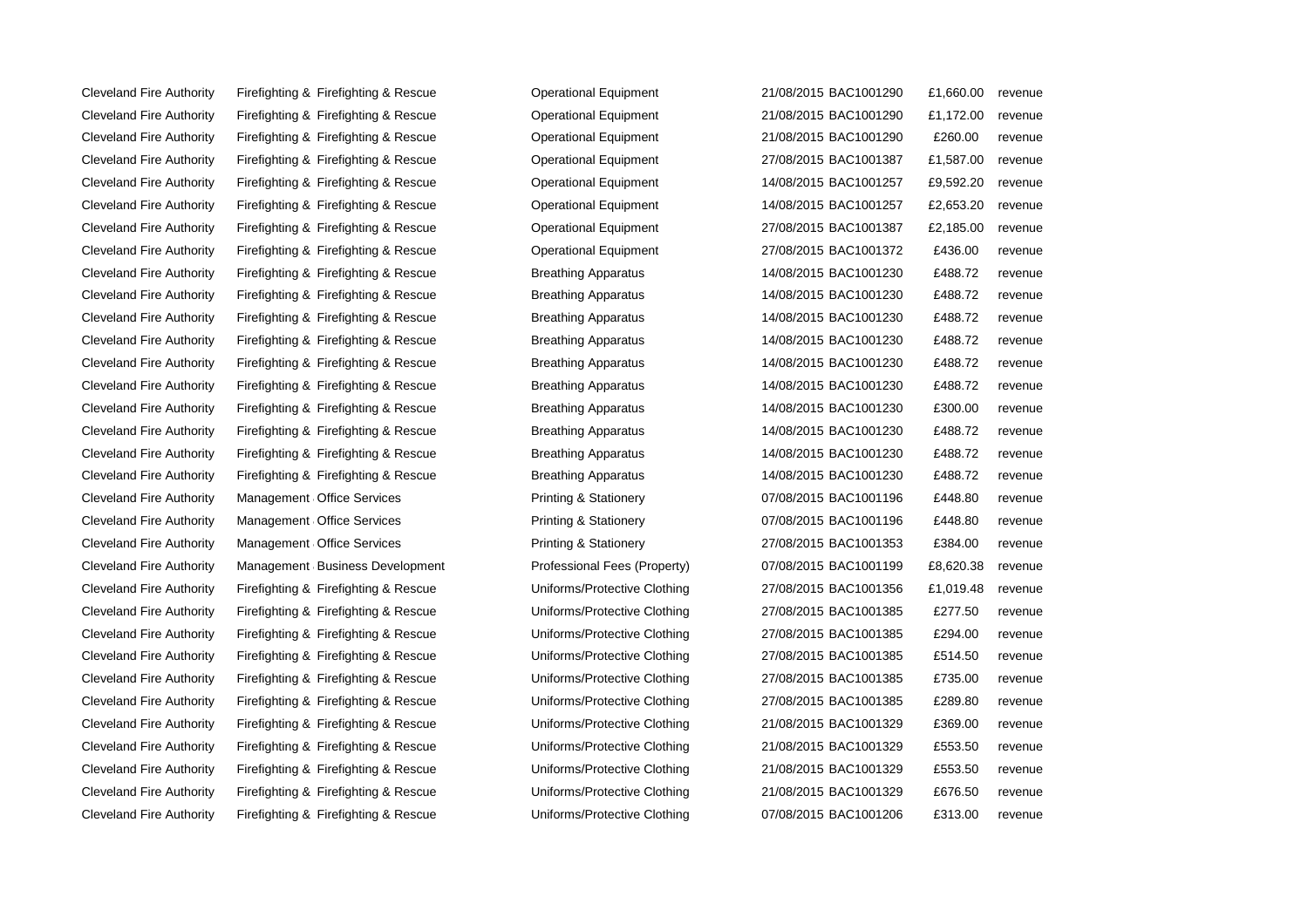| | | | | | | | |
|---|---|---|---|---|---|---|---|
| Cleveland Fire Authority | Firefighting & | Firefighting & Rescue | Operational Equipment | 21/08/2015 | BAC1001290 | £1,660.00 | revenue |
| Cleveland Fire Authority | Firefighting & | Firefighting & Rescue | Operational Equipment | 21/08/2015 | BAC1001290 | £1,172.00 | revenue |
| Cleveland Fire Authority | Firefighting & | Firefighting & Rescue | Operational Equipment | 21/08/2015 | BAC1001290 | £260.00 | revenue |
| Cleveland Fire Authority | Firefighting & | Firefighting & Rescue | Operational Equipment | 27/08/2015 | BAC1001387 | £1,587.00 | revenue |
| Cleveland Fire Authority | Firefighting & | Firefighting & Rescue | Operational Equipment | 14/08/2015 | BAC1001257 | £9,592.20 | revenue |
| Cleveland Fire Authority | Firefighting & | Firefighting & Rescue | Operational Equipment | 14/08/2015 | BAC1001257 | £2,653.20 | revenue |
| Cleveland Fire Authority | Firefighting & | Firefighting & Rescue | Operational Equipment | 27/08/2015 | BAC1001387 | £2,185.00 | revenue |
| Cleveland Fire Authority | Firefighting & | Firefighting & Rescue | Operational Equipment | 27/08/2015 | BAC1001372 | £436.00 | revenue |
| Cleveland Fire Authority | Firefighting & | Firefighting & Rescue | Breathing Apparatus | 14/08/2015 | BAC1001230 | £488.72 | revenue |
| Cleveland Fire Authority | Firefighting & | Firefighting & Rescue | Breathing Apparatus | 14/08/2015 | BAC1001230 | £488.72 | revenue |
| Cleveland Fire Authority | Firefighting & | Firefighting & Rescue | Breathing Apparatus | 14/08/2015 | BAC1001230 | £488.72 | revenue |
| Cleveland Fire Authority | Firefighting & | Firefighting & Rescue | Breathing Apparatus | 14/08/2015 | BAC1001230 | £488.72 | revenue |
| Cleveland Fire Authority | Firefighting & | Firefighting & Rescue | Breathing Apparatus | 14/08/2015 | BAC1001230 | £488.72 | revenue |
| Cleveland Fire Authority | Firefighting & | Firefighting & Rescue | Breathing Apparatus | 14/08/2015 | BAC1001230 | £488.72 | revenue |
| Cleveland Fire Authority | Firefighting & | Firefighting & Rescue | Breathing Apparatus | 14/08/2015 | BAC1001230 | £300.00 | revenue |
| Cleveland Fire Authority | Firefighting & | Firefighting & Rescue | Breathing Apparatus | 14/08/2015 | BAC1001230 | £488.72 | revenue |
| Cleveland Fire Authority | Firefighting & | Firefighting & Rescue | Breathing Apparatus | 14/08/2015 | BAC1001230 | £488.72 | revenue |
| Cleveland Fire Authority | Firefighting & | Firefighting & Rescue | Breathing Apparatus | 14/08/2015 | BAC1001230 | £488.72 | revenue |
| Cleveland Fire Authority | Management | Office Services | Printing & Stationery | 07/08/2015 | BAC1001196 | £448.80 | revenue |
| Cleveland Fire Authority | Management | Office Services | Printing & Stationery | 07/08/2015 | BAC1001196 | £448.80 | revenue |
| Cleveland Fire Authority | Management | Office Services | Printing & Stationery | 27/08/2015 | BAC1001353 | £384.00 | revenue |
| Cleveland Fire Authority | Management | Business Development | Professional Fees (Property) | 07/08/2015 | BAC1001199 | £8,620.38 | revenue |
| Cleveland Fire Authority | Firefighting & | Firefighting & Rescue | Uniforms/Protective Clothing | 27/08/2015 | BAC1001356 | £1,019.48 | revenue |
| Cleveland Fire Authority | Firefighting & | Firefighting & Rescue | Uniforms/Protective Clothing | 27/08/2015 | BAC1001385 | £277.50 | revenue |
| Cleveland Fire Authority | Firefighting & | Firefighting & Rescue | Uniforms/Protective Clothing | 27/08/2015 | BAC1001385 | £294.00 | revenue |
| Cleveland Fire Authority | Firefighting & | Firefighting & Rescue | Uniforms/Protective Clothing | 27/08/2015 | BAC1001385 | £514.50 | revenue |
| Cleveland Fire Authority | Firefighting & | Firefighting & Rescue | Uniforms/Protective Clothing | 27/08/2015 | BAC1001385 | £735.00 | revenue |
| Cleveland Fire Authority | Firefighting & | Firefighting & Rescue | Uniforms/Protective Clothing | 27/08/2015 | BAC1001385 | £289.80 | revenue |
| Cleveland Fire Authority | Firefighting & | Firefighting & Rescue | Uniforms/Protective Clothing | 21/08/2015 | BAC1001329 | £369.00 | revenue |
| Cleveland Fire Authority | Firefighting & | Firefighting & Rescue | Uniforms/Protective Clothing | 21/08/2015 | BAC1001329 | £553.50 | revenue |
| Cleveland Fire Authority | Firefighting & | Firefighting & Rescue | Uniforms/Protective Clothing | 21/08/2015 | BAC1001329 | £553.50 | revenue |
| Cleveland Fire Authority | Firefighting & | Firefighting & Rescue | Uniforms/Protective Clothing | 21/08/2015 | BAC1001329 | £676.50 | revenue |
| Cleveland Fire Authority | Firefighting & | Firefighting & Rescue | Uniforms/Protective Clothing | 07/08/2015 | BAC1001206 | £313.00 | revenue |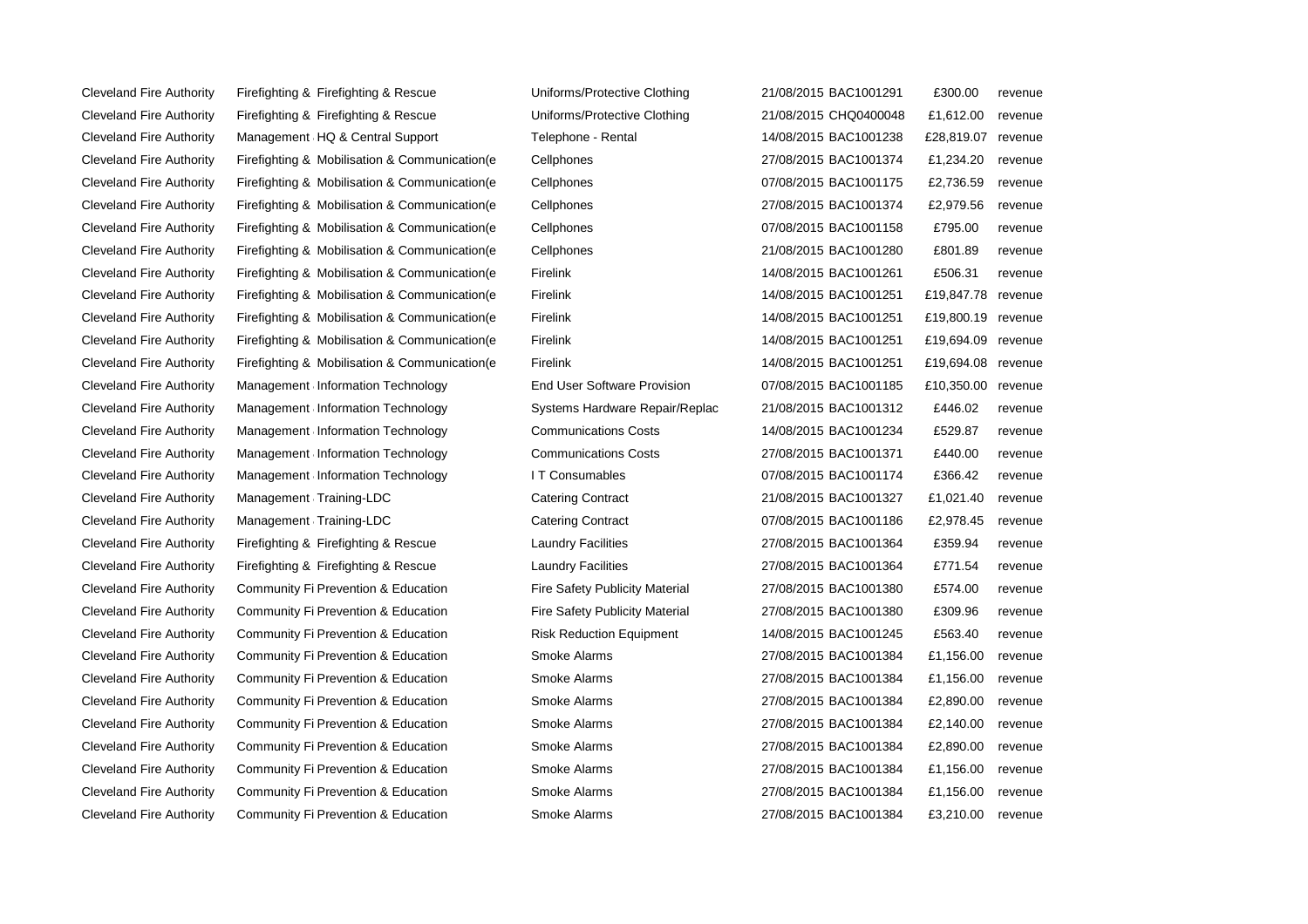| | | | | | | |
|---|---|---|---|---|---|---|
| Cleveland Fire Authority | Firefighting & Firefighting & Rescue | Uniforms/Protective Clothing | 21/08/2015 | BAC1001291 | £300.00 | revenue |
| Cleveland Fire Authority | Firefighting & Firefighting & Rescue | Uniforms/Protective Clothing | 21/08/2015 | CHQ0400048 | £1,612.00 | revenue |
| Cleveland Fire Authority | Management HQ & Central Support | Telephone - Rental | 14/08/2015 | BAC1001238 | £28,819.07 | revenue |
| Cleveland Fire Authority | Firefighting & Mobilisation & Communication(e | Cellphones | 27/08/2015 | BAC1001374 | £1,234.20 | revenue |
| Cleveland Fire Authority | Firefighting & Mobilisation & Communication(e | Cellphones | 07/08/2015 | BAC1001175 | £2,736.59 | revenue |
| Cleveland Fire Authority | Firefighting & Mobilisation & Communication(e | Cellphones | 27/08/2015 | BAC1001374 | £2,979.56 | revenue |
| Cleveland Fire Authority | Firefighting & Mobilisation & Communication(e | Cellphones | 07/08/2015 | BAC1001158 | £795.00 | revenue |
| Cleveland Fire Authority | Firefighting & Mobilisation & Communication(e | Cellphones | 21/08/2015 | BAC1001280 | £801.89 | revenue |
| Cleveland Fire Authority | Firefighting & Mobilisation & Communication(e | Firelink | 14/08/2015 | BAC1001261 | £506.31 | revenue |
| Cleveland Fire Authority | Firefighting & Mobilisation & Communication(e | Firelink | 14/08/2015 | BAC1001251 | £19,847.78 | revenue |
| Cleveland Fire Authority | Firefighting & Mobilisation & Communication(e | Firelink | 14/08/2015 | BAC1001251 | £19,800.19 | revenue |
| Cleveland Fire Authority | Firefighting & Mobilisation & Communication(e | Firelink | 14/08/2015 | BAC1001251 | £19,694.09 | revenue |
| Cleveland Fire Authority | Firefighting & Mobilisation & Communication(e | Firelink | 14/08/2015 | BAC1001251 | £19,694.08 | revenue |
| Cleveland Fire Authority | Management Information Technology | End User Software Provision | 07/08/2015 | BAC1001185 | £10,350.00 | revenue |
| Cleveland Fire Authority | Management Information Technology | Systems Hardware Repair/Replac | 21/08/2015 | BAC1001312 | £446.02 | revenue |
| Cleveland Fire Authority | Management Information Technology | Communications Costs | 14/08/2015 | BAC1001234 | £529.87 | revenue |
| Cleveland Fire Authority | Management Information Technology | Communications Costs | 27/08/2015 | BAC1001371 | £440.00 | revenue |
| Cleveland Fire Authority | Management Information Technology | I T Consumables | 07/08/2015 | BAC1001174 | £366.42 | revenue |
| Cleveland Fire Authority | Management Training-LDC | Catering Contract | 21/08/2015 | BAC1001327 | £1,021.40 | revenue |
| Cleveland Fire Authority | Management Training-LDC | Catering Contract | 07/08/2015 | BAC1001186 | £2,978.45 | revenue |
| Cleveland Fire Authority | Firefighting & Firefighting & Rescue | Laundry Facilities | 27/08/2015 | BAC1001364 | £359.94 | revenue |
| Cleveland Fire Authority | Firefighting & Firefighting & Rescue | Laundry Facilities | 27/08/2015 | BAC1001364 | £771.54 | revenue |
| Cleveland Fire Authority | Community Fi Prevention & Education | Fire Safety Publicity Material | 27/08/2015 | BAC1001380 | £574.00 | revenue |
| Cleveland Fire Authority | Community Fi Prevention & Education | Fire Safety Publicity Material | 27/08/2015 | BAC1001380 | £309.96 | revenue |
| Cleveland Fire Authority | Community Fi Prevention & Education | Risk Reduction Equipment | 14/08/2015 | BAC1001245 | £563.40 | revenue |
| Cleveland Fire Authority | Community Fi Prevention & Education | Smoke Alarms | 27/08/2015 | BAC1001384 | £1,156.00 | revenue |
| Cleveland Fire Authority | Community Fi Prevention & Education | Smoke Alarms | 27/08/2015 | BAC1001384 | £1,156.00 | revenue |
| Cleveland Fire Authority | Community Fi Prevention & Education | Smoke Alarms | 27/08/2015 | BAC1001384 | £2,890.00 | revenue |
| Cleveland Fire Authority | Community Fi Prevention & Education | Smoke Alarms | 27/08/2015 | BAC1001384 | £2,140.00 | revenue |
| Cleveland Fire Authority | Community Fi Prevention & Education | Smoke Alarms | 27/08/2015 | BAC1001384 | £2,890.00 | revenue |
| Cleveland Fire Authority | Community Fi Prevention & Education | Smoke Alarms | 27/08/2015 | BAC1001384 | £1,156.00 | revenue |
| Cleveland Fire Authority | Community Fi Prevention & Education | Smoke Alarms | 27/08/2015 | BAC1001384 | £1,156.00 | revenue |
| Cleveland Fire Authority | Community Fi Prevention & Education | Smoke Alarms | 27/08/2015 | BAC1001384 | £3,210.00 | revenue |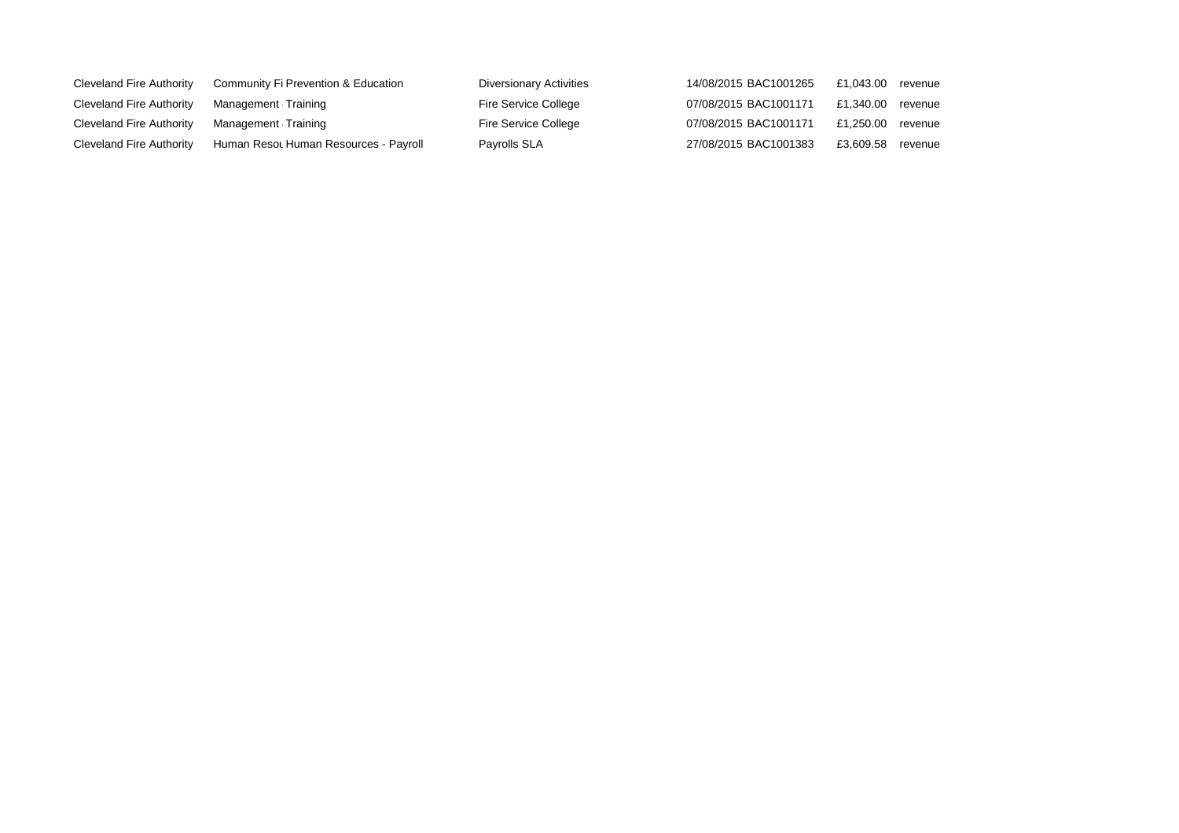| Cleveland Fire Authority | Community Fi | Prevention & Education | Diversionary Activities | 14/08/2015 | BAC1001265 | £1,043.00 | revenue |
|---|---|---|---|---|---|---|---|
| Cleveland Fire Authority | Management | Training | Fire Service College | 07/08/2015 | BAC1001171 | £1,340.00 | revenue |
| Cleveland Fire Authority | Management | Training | Fire Service College | 07/08/2015 | BAC1001171 | £1,250.00 | revenue |
| Cleveland Fire Authority | Human Resou | Human Resources - Payroll | Payrolls SLA | 27/08/2015 | BAC1001383 | £3,609.58 | revenue |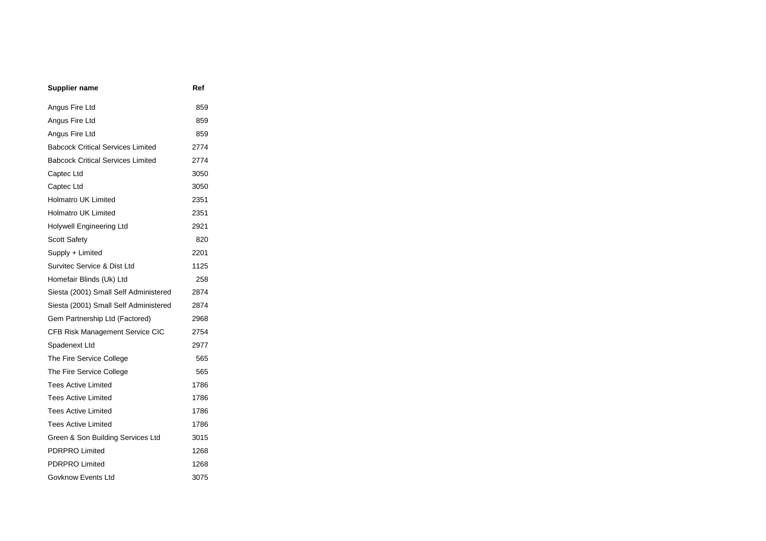| Supplier name | Ref |
| --- | --- |
| Angus Fire Ltd | 859 |
| Angus Fire Ltd | 859 |
| Angus Fire Ltd | 859 |
| Babcock Critical Services Limited | 2774 |
| Babcock Critical Services Limited | 2774 |
| Captec Ltd | 3050 |
| Captec Ltd | 3050 |
| Holmatro UK Limited | 2351 |
| Holmatro UK Limited | 2351 |
| Holywell Engineering Ltd | 2921 |
| Scott Safety | 820 |
| Supply + Limited | 2201 |
| Survitec Service & Dist Ltd | 1125 |
| Homefair Blinds (Uk) Ltd | 258 |
| Siesta (2001) Small Self Administered | 2874 |
| Siesta (2001) Small Self Administered | 2874 |
| Gem Partnership Ltd (Factored) | 2968 |
| CFB Risk Management Service CIC | 2754 |
| Spadenext Ltd | 2977 |
| The Fire Service College | 565 |
| The Fire Service College | 565 |
| Tees Active Limited | 1786 |
| Tees Active Limited | 1786 |
| Tees Active Limited | 1786 |
| Tees Active Limited | 1786 |
| Green & Son Building Services Ltd | 3015 |
| PDRPRO Limited | 1268 |
| PDRPRO Limited | 1268 |
| Govknow Events Ltd | 3075 |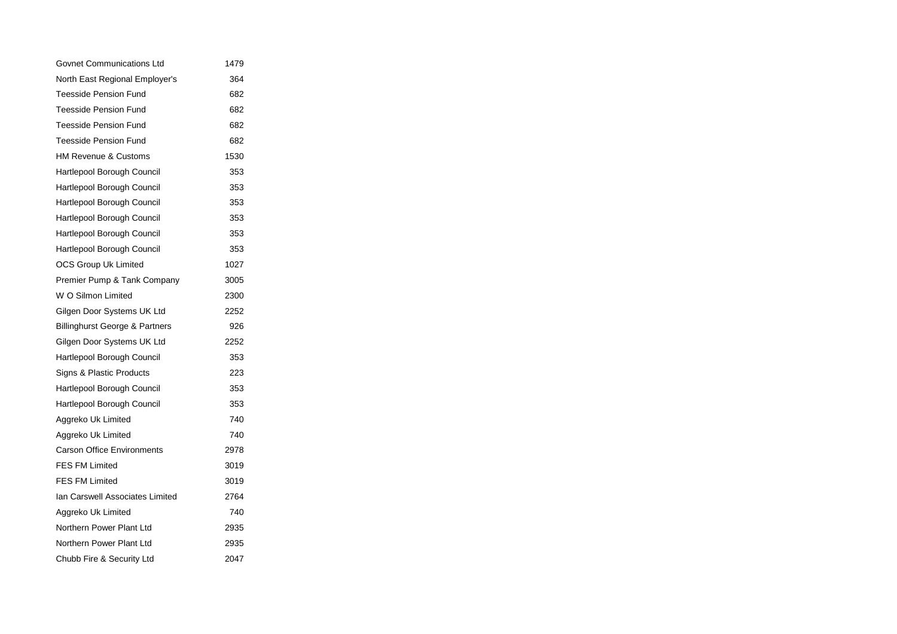| | |
|---|---|
| Govnet Communications Ltd | 1479 |
| North East Regional Employer's | 364 |
| Teesside Pension Fund | 682 |
| Teesside Pension Fund | 682 |
| Teesside Pension Fund | 682 |
| Teesside Pension Fund | 682 |
| HM Revenue & Customs | 1530 |
| Hartlepool Borough Council | 353 |
| Hartlepool Borough Council | 353 |
| Hartlepool Borough Council | 353 |
| Hartlepool Borough Council | 353 |
| Hartlepool Borough Council | 353 |
| Hartlepool Borough Council | 353 |
| OCS Group Uk Limited | 1027 |
| Premier Pump & Tank Company | 3005 |
| W O Silmon Limited | 2300 |
| Gilgen Door Systems UK Ltd | 2252 |
| Billinghurst George & Partners | 926 |
| Gilgen Door Systems UK Ltd | 2252 |
| Hartlepool Borough Council | 353 |
| Signs & Plastic Products | 223 |
| Hartlepool Borough Council | 353 |
| Hartlepool Borough Council | 353 |
| Aggreko Uk Limited | 740 |
| Aggreko Uk Limited | 740 |
| Carson Office Environments | 2978 |
| FES FM Limited | 3019 |
| FES FM Limited | 3019 |
| Ian Carswell Associates Limited | 2764 |
| Aggreko Uk Limited | 740 |
| Northern Power Plant Ltd | 2935 |
| Northern Power Plant Ltd | 2935 |
| Chubb Fire & Security Ltd | 2047 |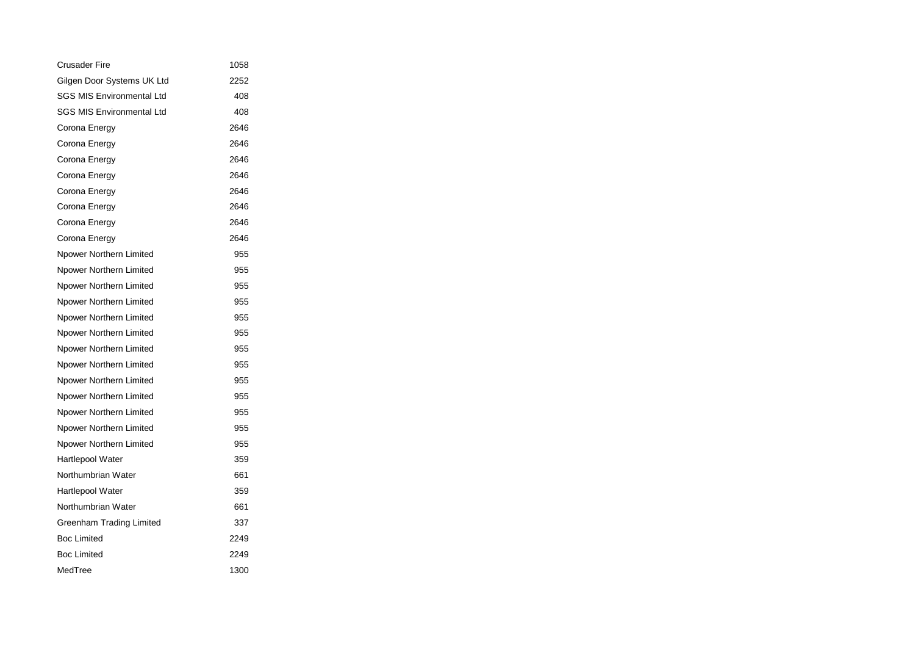| | |
|---|---|
| Crusader Fire | 1058 |
| Gilgen Door Systems UK Ltd | 2252 |
| SGS MIS Environmental Ltd | 408 |
| SGS MIS Environmental Ltd | 408 |
| Corona Energy | 2646 |
| Corona Energy | 2646 |
| Corona Energy | 2646 |
| Corona Energy | 2646 |
| Corona Energy | 2646 |
| Corona Energy | 2646 |
| Corona Energy | 2646 |
| Corona Energy | 2646 |
| Npower Northern Limited | 955 |
| Npower Northern Limited | 955 |
| Npower Northern Limited | 955 |
| Npower Northern Limited | 955 |
| Npower Northern Limited | 955 |
| Npower Northern Limited | 955 |
| Npower Northern Limited | 955 |
| Npower Northern Limited | 955 |
| Npower Northern Limited | 955 |
| Npower Northern Limited | 955 |
| Npower Northern Limited | 955 |
| Npower Northern Limited | 955 |
| Npower Northern Limited | 955 |
| Hartlepool Water | 359 |
| Northumbrian Water | 661 |
| Hartlepool Water | 359 |
| Northumbrian Water | 661 |
| Greenham Trading Limited | 337 |
| Boc Limited | 2249 |
| Boc Limited | 2249 |
| MedTree | 1300 |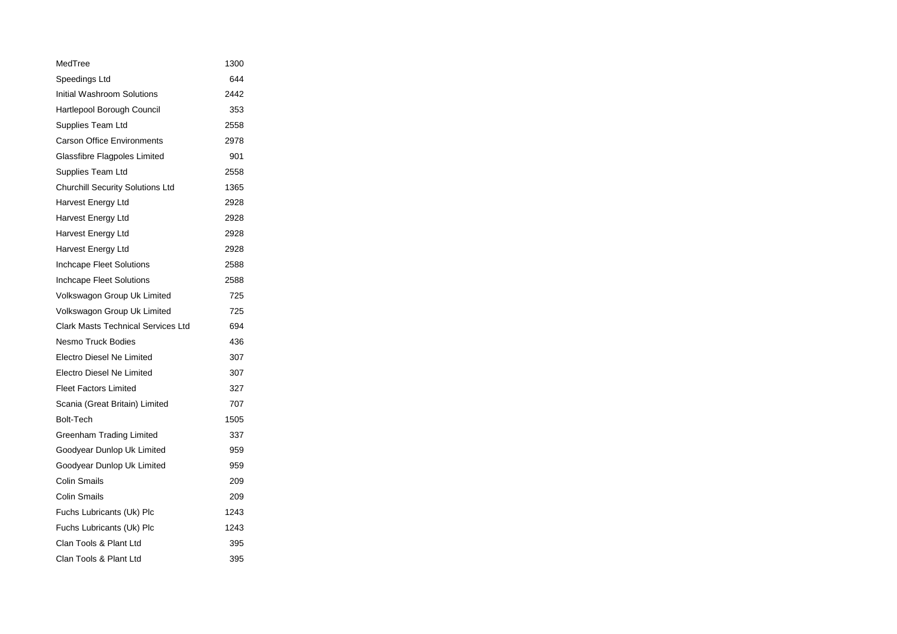| | |
|---|---|
| MedTree | 1300 |
| Speedings Ltd | 644 |
| Initial Washroom Solutions | 2442 |
| Hartlepool Borough Council | 353 |
| Supplies Team Ltd | 2558 |
| Carson Office Environments | 2978 |
| Glassfibre Flagpoles Limited | 901 |
| Supplies Team Ltd | 2558 |
| Churchill Security Solutions Ltd | 1365 |
| Harvest Energy Ltd | 2928 |
| Harvest Energy Ltd | 2928 |
| Harvest Energy Ltd | 2928 |
| Harvest Energy Ltd | 2928 |
| Inchcape Fleet Solutions | 2588 |
| Inchcape Fleet Solutions | 2588 |
| Volkswagon Group Uk Limited | 725 |
| Volkswagon Group Uk Limited | 725 |
| Clark Masts Technical Services Ltd | 694 |
| Nesmo Truck Bodies | 436 |
| Electro Diesel Ne Limited | 307 |
| Electro Diesel Ne Limited | 307 |
| Fleet Factors Limited | 327 |
| Scania (Great Britain) Limited | 707 |
| Bolt-Tech | 1505 |
| Greenham Trading Limited | 337 |
| Goodyear Dunlop Uk Limited | 959 |
| Goodyear Dunlop Uk Limited | 959 |
| Colin Smails | 209 |
| Colin Smails | 209 |
| Fuchs Lubricants (Uk) Plc | 1243 |
| Fuchs Lubricants (Uk) Plc | 1243 |
| Clan Tools & Plant Ltd | 395 |
| Clan Tools & Plant Ltd | 395 |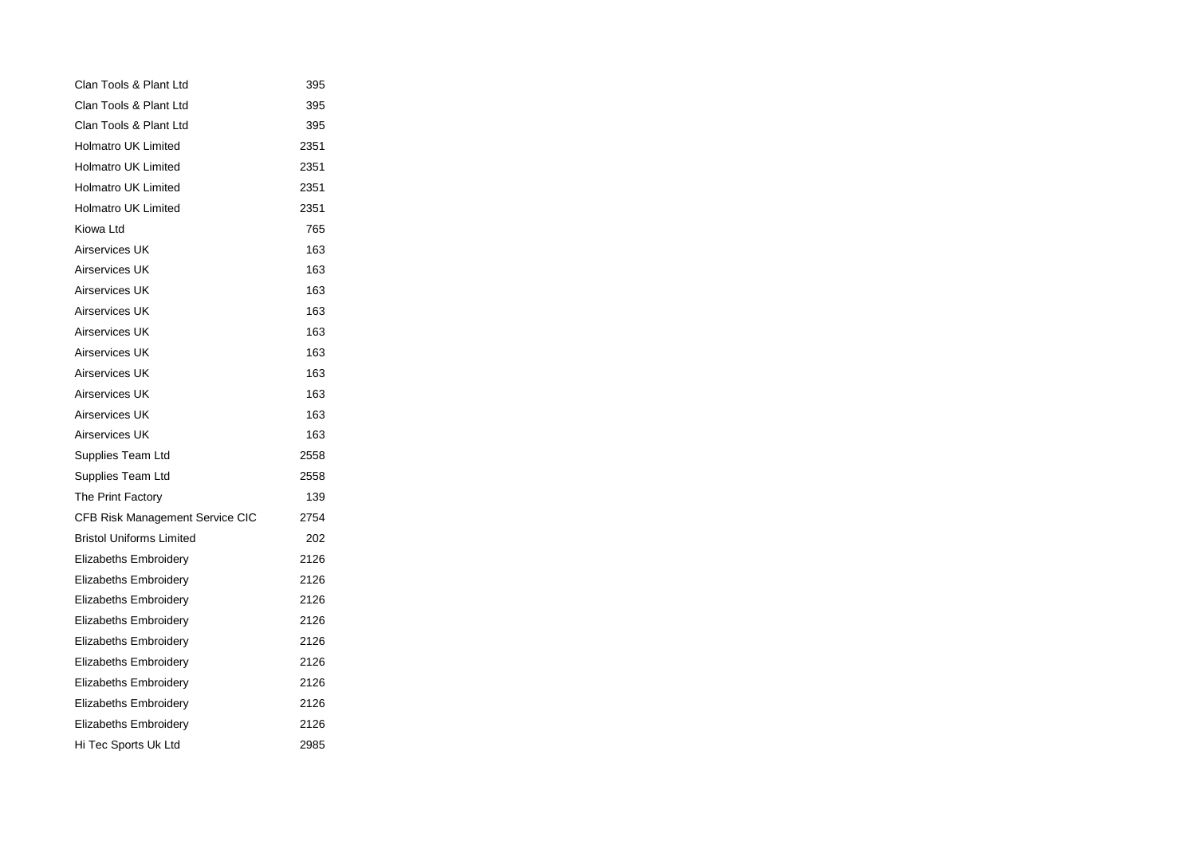| | |
|---|---|
| Clan Tools & Plant Ltd | 395 |
| Clan Tools & Plant Ltd | 395 |
| Clan Tools & Plant Ltd | 395 |
| Holmatro UK Limited | 2351 |
| Holmatro UK Limited | 2351 |
| Holmatro UK Limited | 2351 |
| Holmatro UK Limited | 2351 |
| Kiowa Ltd | 765 |
| Airservices UK | 163 |
| Airservices UK | 163 |
| Airservices UK | 163 |
| Airservices UK | 163 |
| Airservices UK | 163 |
| Airservices UK | 163 |
| Airservices UK | 163 |
| Airservices UK | 163 |
| Airservices UK | 163 |
| Airservices UK | 163 |
| Supplies Team Ltd | 2558 |
| Supplies Team Ltd | 2558 |
| The Print Factory | 139 |
| CFB Risk Management Service CIC | 2754 |
| Bristol Uniforms Limited | 202 |
| Elizabeths Embroidery | 2126 |
| Elizabeths Embroidery | 2126 |
| Elizabeths Embroidery | 2126 |
| Elizabeths Embroidery | 2126 |
| Elizabeths Embroidery | 2126 |
| Elizabeths Embroidery | 2126 |
| Elizabeths Embroidery | 2126 |
| Elizabeths Embroidery | 2126 |
| Elizabeths Embroidery | 2126 |
| Hi Tec Sports Uk Ltd | 2985 |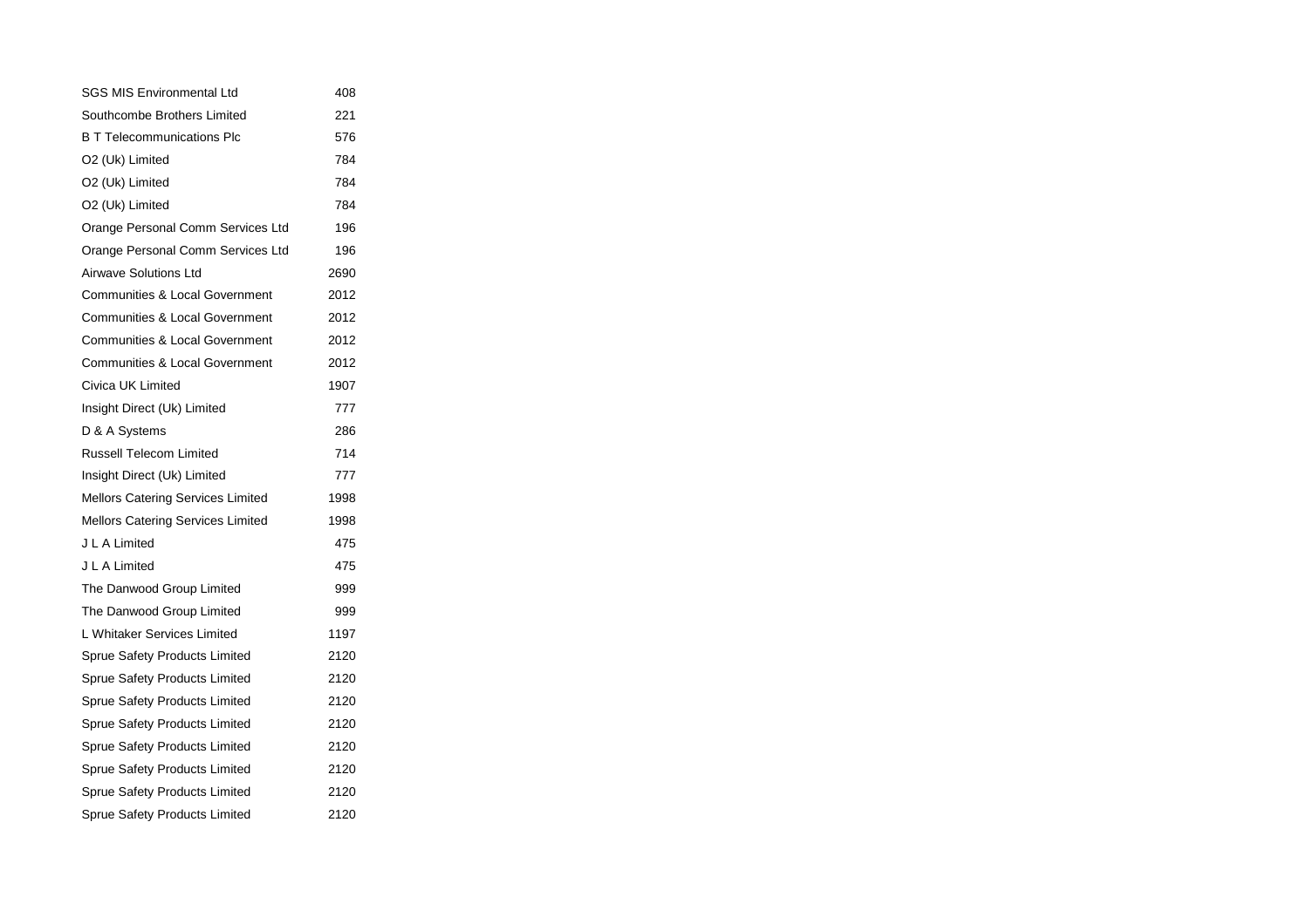| | |
|---|---|
| SGS MIS Environmental Ltd | 408 |
| Southcombe Brothers Limited | 221 |
| B T Telecommunications Plc | 576 |
| O2 (Uk) Limited | 784 |
| O2 (Uk) Limited | 784 |
| O2 (Uk) Limited | 784 |
| Orange Personal Comm Services Ltd | 196 |
| Orange Personal Comm Services Ltd | 196 |
| Airwave Solutions Ltd | 2690 |
| Communities & Local Government | 2012 |
| Communities & Local Government | 2012 |
| Communities & Local Government | 2012 |
| Communities & Local Government | 2012 |
| Civica UK Limited | 1907 |
| Insight Direct (Uk) Limited | 777 |
| D & A Systems | 286 |
| Russell Telecom Limited | 714 |
| Insight Direct (Uk) Limited | 777 |
| Mellors Catering Services Limited | 1998 |
| Mellors Catering Services Limited | 1998 |
| J L A Limited | 475 |
| J L A Limited | 475 |
| The Danwood Group Limited | 999 |
| The Danwood Group Limited | 999 |
| L Whitaker Services Limited | 1197 |
| Sprue Safety Products Limited | 2120 |
| Sprue Safety Products Limited | 2120 |
| Sprue Safety Products Limited | 2120 |
| Sprue Safety Products Limited | 2120 |
| Sprue Safety Products Limited | 2120 |
| Sprue Safety Products Limited | 2120 |
| Sprue Safety Products Limited | 2120 |
| Sprue Safety Products Limited | 2120 |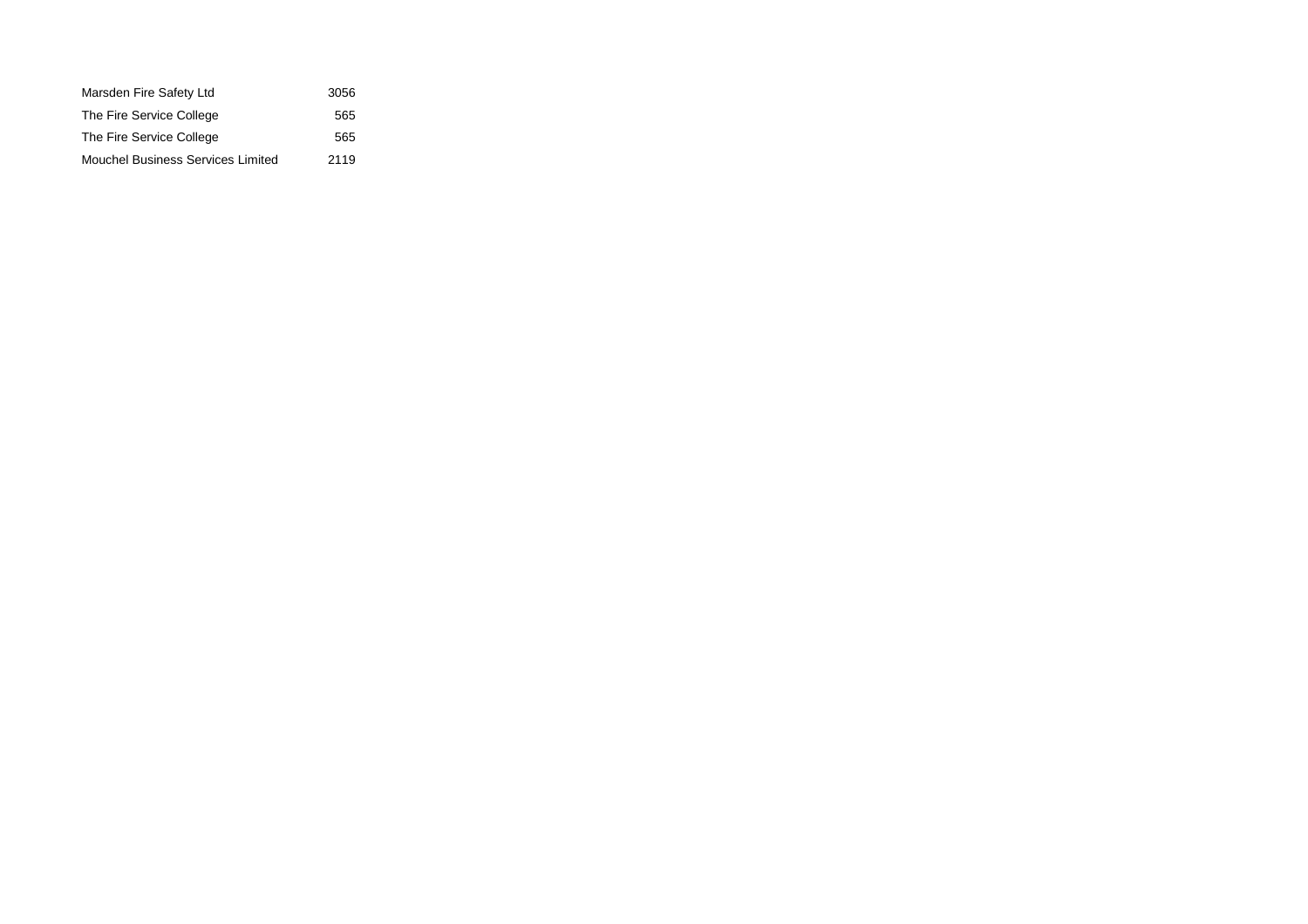| | |
|---|---|
| Marsden Fire Safety Ltd | 3056 |
| The Fire Service College | 565 |
| The Fire Service College | 565 |
| Mouchel Business Services Limited | 2119 |